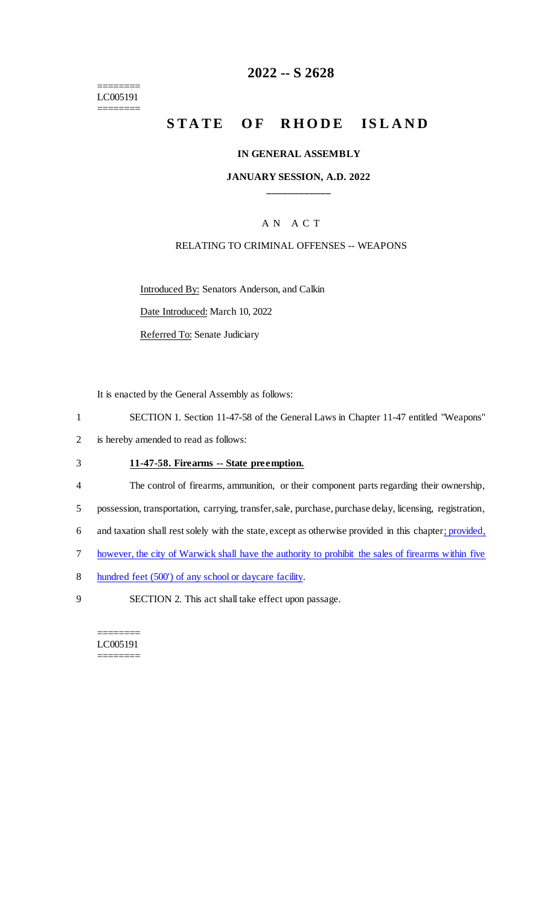========
LC005191
========

# 2022 -- S 2628

## STATE OF RHODE ISLAND

### IN GENERAL ASSEMBLY

### JANUARY SESSION, A.D. 2022

---

AN ACT

RELATING TO CRIMINAL OFFENSES -- WEAPONS

Introduced By: Senators Anderson, and Calkin

Date Introduced: March 10, 2022

Referred To: Senate Judiciary

It is enacted by the General Assembly as follows:

1 SECTION 1. Section 11-47-58 of the General Laws in Chapter 11-47 entitled "Weapons"
2 is hereby amended to read as follows:

3 **11-47-58. Firearms -- State preemption.**

4 The control of firearms, ammunition, or their component parts regarding their ownership,
5 possession, transportation, carrying, transfer, sale, purchase, purchase delay, licensing, registration,
6 and taxation shall rest solely with the state, except as otherwise provided in this chapter; provided,
7 however, the city of Warwick shall have the authority to prohibit the sales of firearms within five
8 hundred feet (500') of any school or daycare facility.

9 SECTION 2. This act shall take effect upon passage.

========
LC005191
========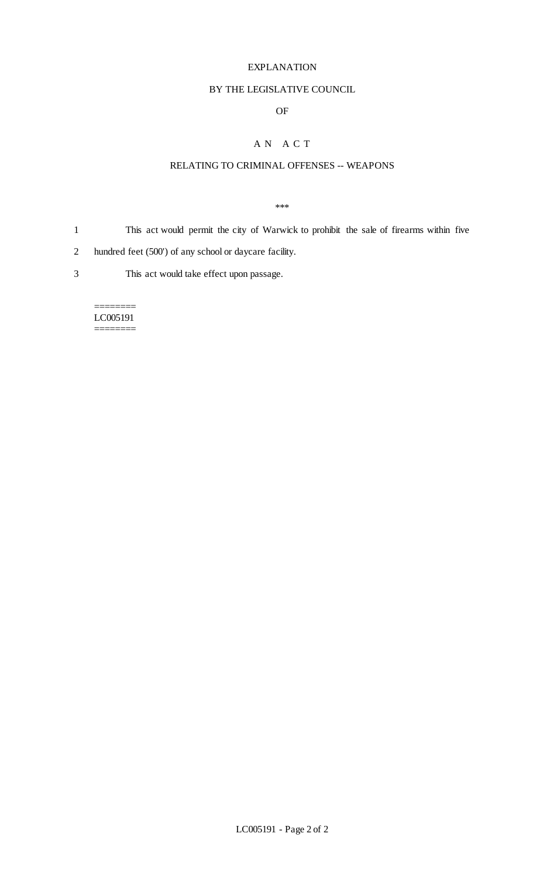EXPLANATION

BY THE LEGISLATIVE COUNCIL

OF

A N A C T

RELATING TO CRIMINAL OFFENSES -- WEAPONS

\*\*\*

1 This act would permit the city of Warwick to prohibit the sale of firearms within five

2 hundred feet (500') of any school or daycare facility.

3 This act would take effect upon passage.

========
LC005191
========